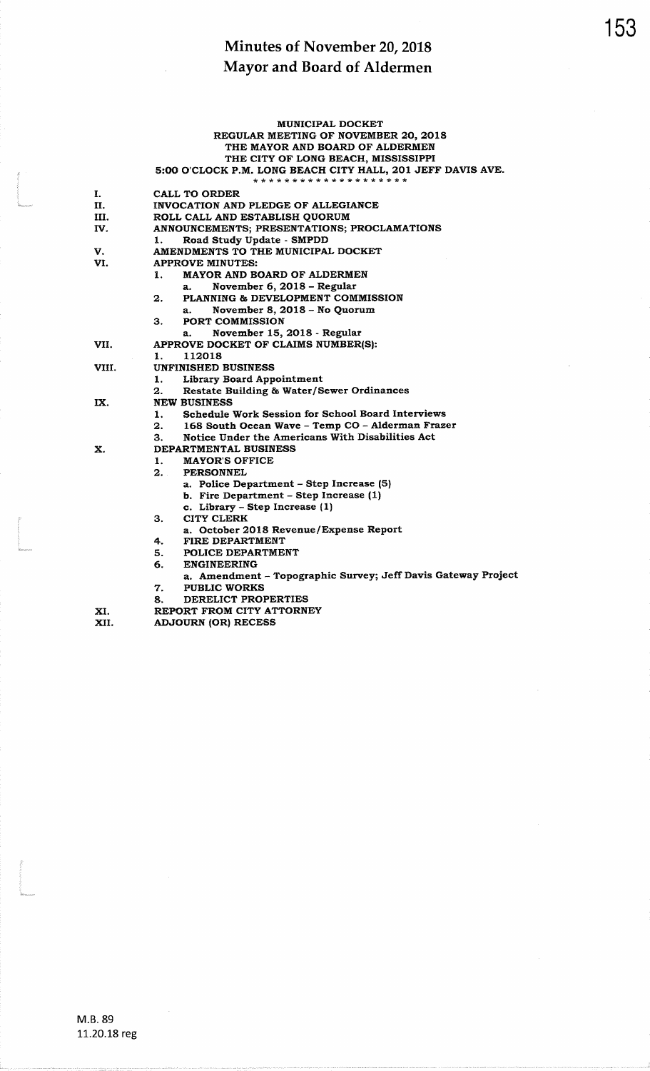# Minutes of November 20, 2018
# Mayor and Board of Aldermen

**MUNICIPAL DOCKET**
**REGULAR MEETING OF NOVEMBER 20, 2018**
**THE MAYOR AND BOARD OF ALDERMEN**
**THE CITY OF LONG BEACH, MISSISSIPPI**
**5:00 O'CLOCK P.M. LONG BEACH CITY HALL, 201 JEFF DAVIS AVE.**

* * * * * * * * * * * * * * * * * * * *

- I. CALL TO ORDER
- II. INVOCATION AND PLEDGE OF ALLEGIANCE
- III. ROLL CALL AND ESTABLISH QUORUM
- IV. ANNOUNCEMENTS; PRESENTATIONS; PROCLAMATIONS
  1. Road Study Update - SMPDD
- V. AMENDMENTS TO THE MUNICIPAL DOCKET
- VI. APPROVE MINUTES:
  1. MAYOR AND BOARD OF ALDERMEN
     - a. November 6, 2018 – Regular
  2. PLANNING & DEVELOPMENT COMMISSION
     - a. November 8, 2018 – No Quorum
  3. PORT COMMISSION
     - a. November 15, 2018 - Regular
- VII. APPROVE DOCKET OF CLAIMS NUMBER(S):
  1. 112018
- VIII. UNFINISHED BUSINESS
  1. Library Board Appointment
  2. Restate Building & Water/Sewer Ordinances
- IX. NEW BUSINESS
  1. Schedule Work Session for School Board Interviews
  2. 168 South Ocean Wave – Temp CO – Alderman Frazer
  3. Notice Under the Americans With Disabilities Act
- X. DEPARTMENTAL BUSINESS
  1. MAYOR'S OFFICE
  2. PERSONNEL
     - a. Police Department – Step Increase (5)
     - b. Fire Department – Step Increase (1)
     - c. Library – Step Increase (1)
  3. CITY CLERK
     - a. October 2018 Revenue/Expense Report
  4. FIRE DEPARTMENT
  5. POLICE DEPARTMENT
  6. ENGINEERING
     - a. Amendment – Topographic Survey; Jeff Davis Gateway Project
  7. PUBLIC WORKS
  8. DERELICT PROPERTIES
- XI. REPORT FROM CITY ATTORNEY
- XII. ADJOURN (OR) RECESS

M.B. 89
11.20.18 reg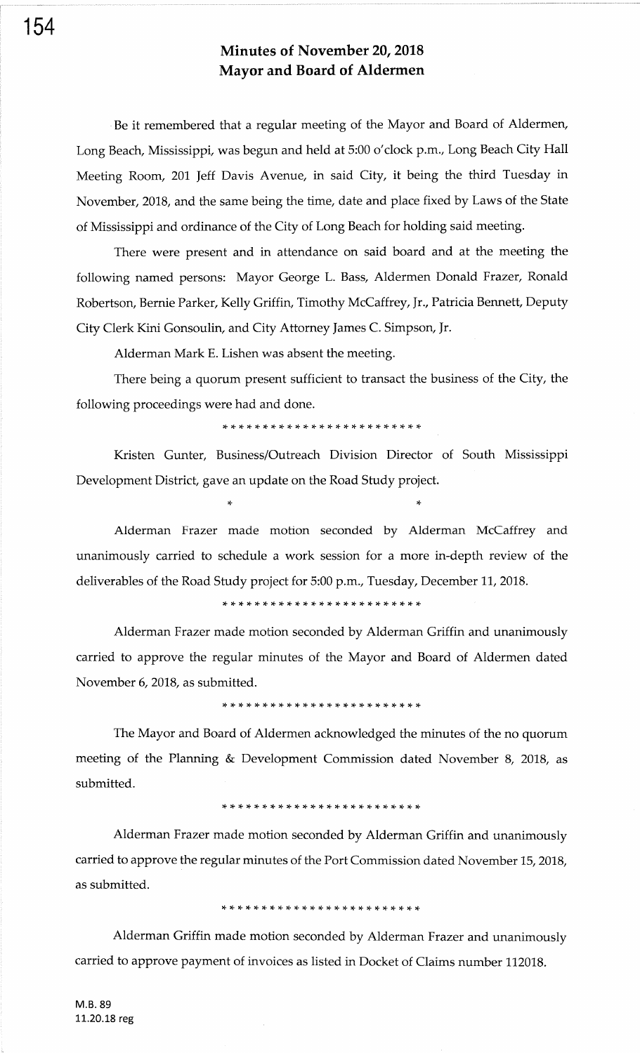# Minutes of November 20, 2018
# Mayor and Board of Aldermen

Be it remembered that a regular meeting of the Mayor and Board of Aldermen, Long Beach, Mississippi, was begun and held at 5:00 o'clock p.m., Long Beach City Hall Meeting Room, 201 Jeff Davis Avenue, in said City, it being the third Tuesday in November, 2018, and the same being the time, date and place fixed by Laws of the State of Mississippi and ordinance of the City of Long Beach for holding said meeting.

There were present and in attendance on said board and at the meeting the following named persons: Mayor George L. Bass, Aldermen Donald Frazer, Ronald Robertson, Bernie Parker, Kelly Griffin, Timothy McCaffrey, Jr., Patricia Bennett, Deputy City Clerk Kini Gonsoulin, and City Attorney James C. Simpson, Jr.

Alderman Mark E. Lishen was absent the meeting.

There being a quorum present sufficient to transact the business of the City, the following proceedings were had and done.

\* \* \* \* \* \* \* \* \* \* \* \* \* \* \* \* \* \* \* \* \* \* \* \* \*

Kristen Gunter, Business/Outreach Division Director of South Mississippi Development District, gave an update on the Road Study project.

\* \*

Alderman Frazer made motion seconded by Alderman McCaffrey and unanimously carried to schedule a work session for a more in-depth review of the deliverables of the Road Study project for 5:00 p.m., Tuesday, December 11, 2018.

\* \* \* \* \* \* \* \* \* \* \* \* \* \* \* \* \* \* \* \* \* \* \* \* \*

Alderman Frazer made motion seconded by Alderman Griffin and unanimously carried to approve the regular minutes of the Mayor and Board of Aldermen dated November 6, 2018, as submitted.

\* \* \* \* \* \* \* \* \* \* \* \* \* \* \* \* \* \* \* \* \* \* \* \* \*

The Mayor and Board of Aldermen acknowledged the minutes of the no quorum meeting of the Planning & Development Commission dated November 8, 2018, as submitted.

\* \* \* \* \* \* \* \* \* \* \* \* \* \* \* \* \* \* \* \* \* \* \* \* \*

Alderman Frazer made motion seconded by Alderman Griffin and unanimously carried to approve the regular minutes of the Port Commission dated November 15, 2018, as submitted.

\* \* \* \* \* \* \* \* \* \* \* \* \* \* \* \* \* \* \* \* \* \* \* \* \*

Alderman Griffin made motion seconded by Alderman Frazer and unanimously carried to approve payment of invoices as listed in Docket of Claims number 112018.

M.B. 89
11.20.18 reg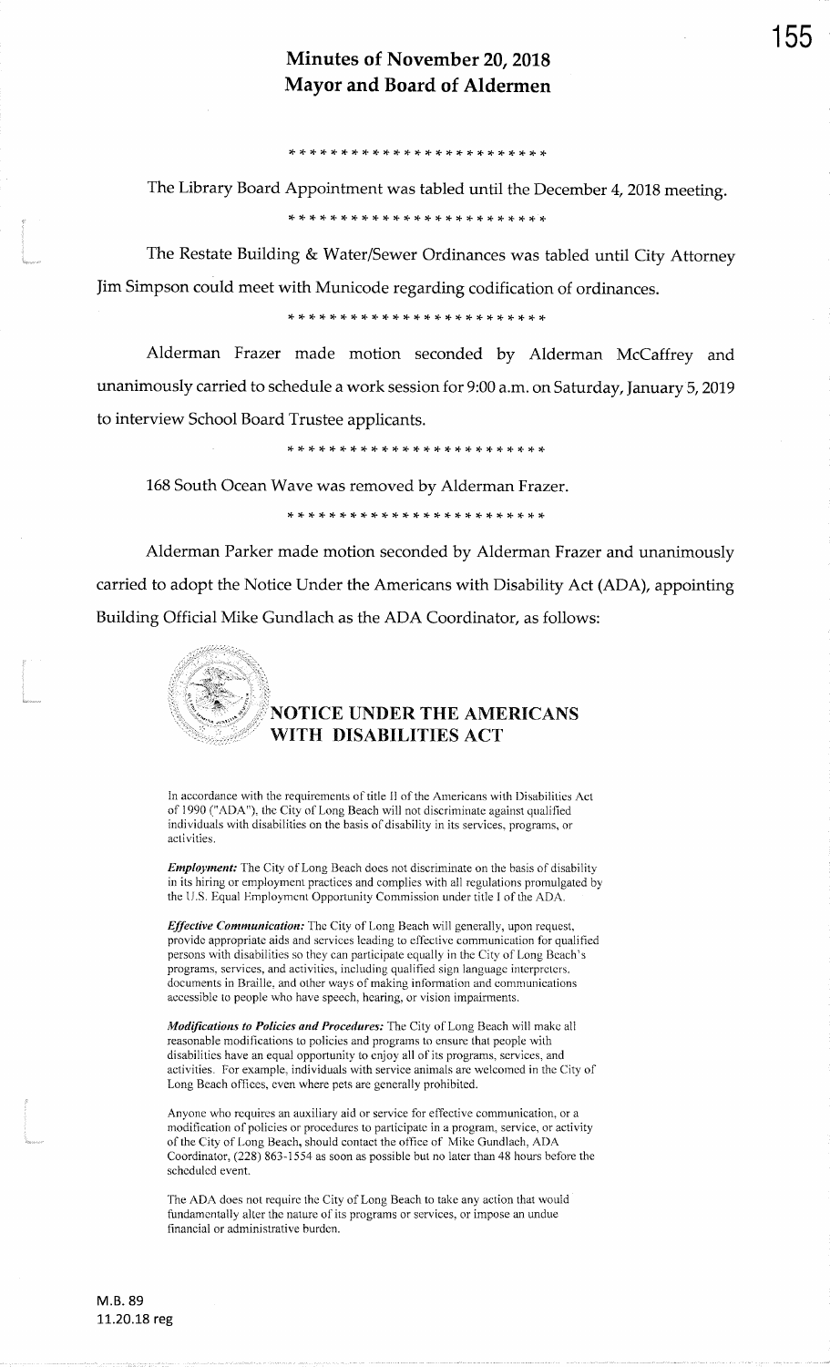# Minutes of November 20, 2018
# Mayor and Board of Aldermen

* * * * * * * * * * * * * * * * * * * * * * * *

The Library Board Appointment was tabled until the December 4, 2018 meeting.

* * * * * * * * * * * * * * * * * * * * * * * *

The Restate Building & Water/Sewer Ordinances was tabled until City Attorney Jim Simpson could meet with Municode regarding codification of ordinances.

* * * * * * * * * * * * * * * * * * * * * * * *

Alderman Frazer made motion seconded by Alderman McCaffrey and unanimously carried to schedule a work session for 9:00 a.m. on Saturday, January 5, 2019 to interview School Board Trustee applicants.

* * * * * * * * * * * * * * * * * * * * * * * *

168 South Ocean Wave was removed by Alderman Frazer.

* * * * * * * * * * * * * * * * * * * * * * * *

Alderman Parker made motion seconded by Alderman Frazer and unanimously carried to adopt the Notice Under the Americans with Disability Act (ADA), appointing Building Official Mike Gundlach as the ADA Coordinator, as follows:

## NOTICE UNDER THE AMERICANS WITH DISABILITIES ACT

In accordance with the requirements of title II of the Americans with Disabilities Act of 1990 ("ADA"), the City of Long Beach will not discriminate against qualified individuals with disabilities on the basis of disability in its services, programs, or activities.

***Employment:*** The City of Long Beach does not discriminate on the basis of disability in its hiring or employment practices and complies with all regulations promulgated by the U.S. Equal Employment Opportunity Commission under title I of the ADA.

***Effective Communication:*** The City of Long Beach will generally, upon request, provide appropriate aids and services leading to effective communication for qualified persons with disabilities so they can participate equally in the City of Long Beach's programs, services, and activities, including qualified sign language interpreters, documents in Braille, and other ways of making information and communications accessible to people who have speech, hearing, or vision impairments.

***Modifications to Policies and Procedures:*** The City of Long Beach will make all reasonable modifications to policies and programs to ensure that people with disabilities have an equal opportunity to enjoy all of its programs, services, and activities. For example, individuals with service animals are welcomed in the City of Long Beach offices, even where pets are generally prohibited.

Anyone who requires an auxiliary aid or service for effective communication, or a modification of policies or procedures to participate in a program, service, or activity of the City of Long Beach, should contact the office of Mike Gundlach, ADA Coordinator, (228) 863-1554 as soon as possible but no later than 48 hours before the scheduled event.

The ADA does not require the City of Long Beach to take any action that would fundamentally alter the nature of its programs or services, or impose an undue financial or administrative burden.

M.B. 89
11.20.18 reg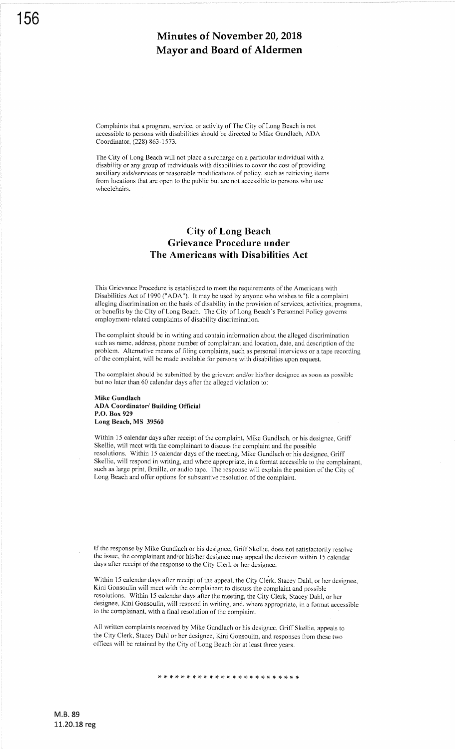# Minutes of November 20, 2018
# Mayor and Board of Aldermen

Complaints that a program, service, or activity of The City of Long Beach is not accessible to persons with disabilities should be directed to Mike Gundlach, ADA Coordinator, (228) 863-1573.

The City of Long Beach will not place a surcharge on a particular individual with a disability or any group of individuals with disabilities to cover the cost of providing auxiliary aids/services or reasonable modifications of policy, such as retrieving items from locations that are open to the public but are not accessible to persons who use wheelchairs.

## City of Long Beach
## Grievance Procedure under
## The Americans with Disabilities Act

This Grievance Procedure is established to meet the requirements of the Americans with Disabilities Act of 1990 ("ADA"). It may be used by anyone who wishes to file a complaint alleging discrimination on the basis of disability in the provision of services, activities, programs, or benefits by the City of Long Beach. The City of Long Beach's Personnel Policy governs employment-related complaints of disability discrimination.

The complaint should be in writing and contain information about the alleged discrimination such as name, address, phone number of complainant and location, date, and description of the problem. Alternative means of filing complaints, such as personal interviews or a tape recording of the complaint, will be made available for persons with disabilities upon request.

The complaint should be submitted by the grievant and/or his/her designee as soon as possible but no later than 60 calendar days after the alleged violation to:

**Mike Gundlach**
**ADA Coordinator/ Building Official**
**P.O. Box 929**
**Long Beach, MS 39560**

Within 15 calendar days after receipt of the complaint, Mike Gundlach, or his designee, Griff Skellie, will meet with the complainant to discuss the complaint and the possible resolutions. Within 15 calendar days of the meeting, Mike Gundlach or his designee, Griff Skellie, will respond in writing, and where appropriate, in a format accessible to the complainant, such as large print, Braille, or audio tape. The response will explain the position of the City of Long Beach and offer options for substantive resolution of the complaint.

If the response by Mike Gundlach or his designee, Griff Skellie, does not satisfactorily resolve the issue, the complainant and/or his/her designee may appeal the decision within 15 calendar days after receipt of the response to the City Clerk or her designee.

Within 15 calendar days after receipt of the appeal, the City Clerk, Stacey Dahl, or her designee, Kini Gonsoulin will meet with the complainant to discuss the complaint and possible resolutions. Within 15 calendar days after the meeting, the City Clerk, Stacey Dahl, or her designee, Kini Gonsoulin, will respond in writing, and, where appropriate, in a format accessible to the complainant, with a final resolution of the complaint.

All written complaints received by Mike Gundlach or his designee, Griff Skellie, appeals to the City Clerk, Stacey Dahl or her designee, Kini Gonsoulin, and responses from these two offices will be retained by the City of Long Beach for at least three years.

* * * * * * * * * * * * * * * * * * * * * * * *

M.B. 89
11.20.18 reg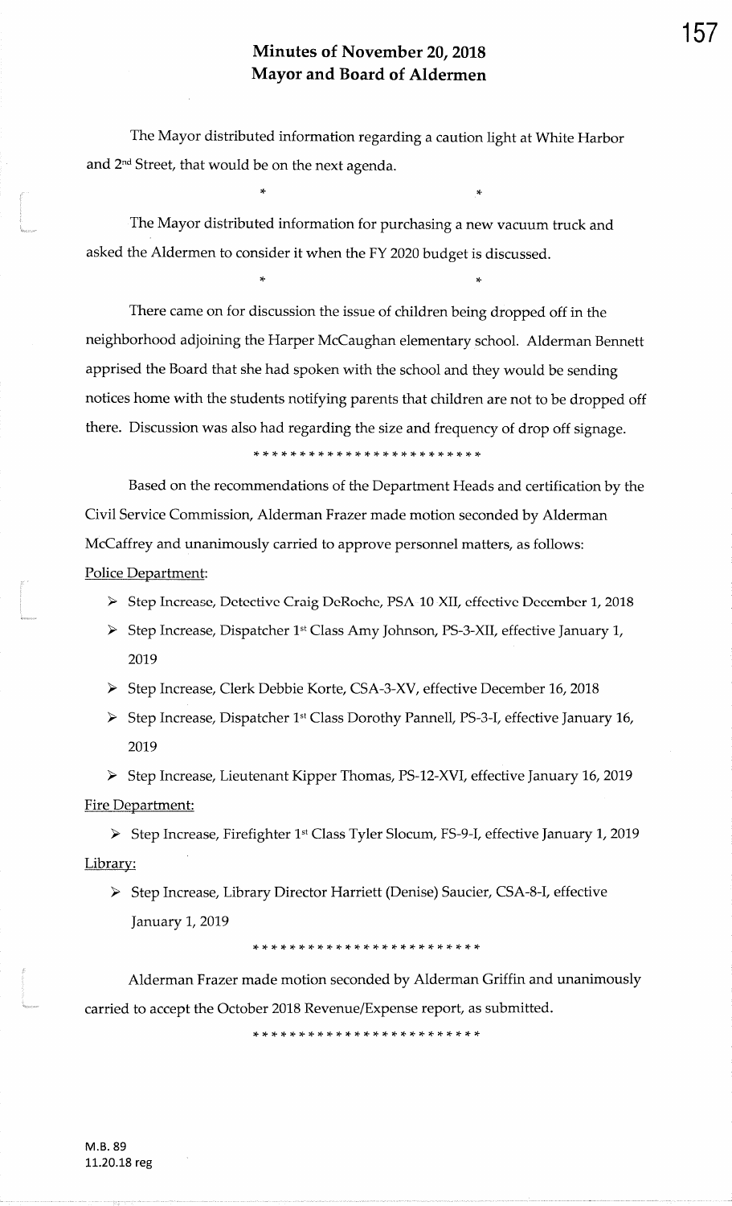## Minutes of November 20, 2018
## Mayor and Board of Aldermen

The Mayor distributed information regarding a caution light at White Harbor and 2nd Street, that would be on the next agenda.

\*　　　　　　　　　\*

The Mayor distributed information for purchasing a new vacuum truck and asked the Aldermen to consider it when the FY 2020 budget is discussed.

\*　　　　　　　　　\*

There came on for discussion the issue of children being dropped off in the neighborhood adjoining the Harper McCaughan elementary school. Alderman Bennett apprised the Board that she had spoken with the school and they would be sending notices home with the students notifying parents that children are not to be dropped off there. Discussion was also had regarding the size and frequency of drop off signage.

\*\*\*\*\*\*\*\*\*\*\*\*\*\*\*\*\*\*\*\*\*\*\*\*\*

Based on the recommendations of the Department Heads and certification by the Civil Service Commission, Alderman Frazer made motion seconded by Alderman McCaffrey and unanimously carried to approve personnel matters, as follows:

Police Department:

- Step Increase, Detective Craig DeRoche, PSA 10 XII, effective December 1, 2018
- Step Increase, Dispatcher 1st Class Amy Johnson, PS-3-XII, effective January 1, 2019
- Step Increase, Clerk Debbie Korte, CSA-3-XV, effective December 16, 2018
- Step Increase, Dispatcher 1st Class Dorothy Pannell, PS-3-I, effective January 16, 2019
- Step Increase, Lieutenant Kipper Thomas, PS-12-XVI, effective January 16, 2019

Fire Department:

- Step Increase, Firefighter 1st Class Tyler Slocum, FS-9-I, effective January 1, 2019

Library:

- Step Increase, Library Director Harriett (Denise) Saucier, CSA-8-I, effective January 1, 2019

\*\*\*\*\*\*\*\*\*\*\*\*\*\*\*\*\*\*\*\*\*\*\*\*\*

Alderman Frazer made motion seconded by Alderman Griffin and unanimously carried to accept the October 2018 Revenue/Expense report, as submitted.

\*\*\*\*\*\*\*\*\*\*\*\*\*\*\*\*\*\*\*\*\*\*\*\*\*

M.B. 89
11.20.18 reg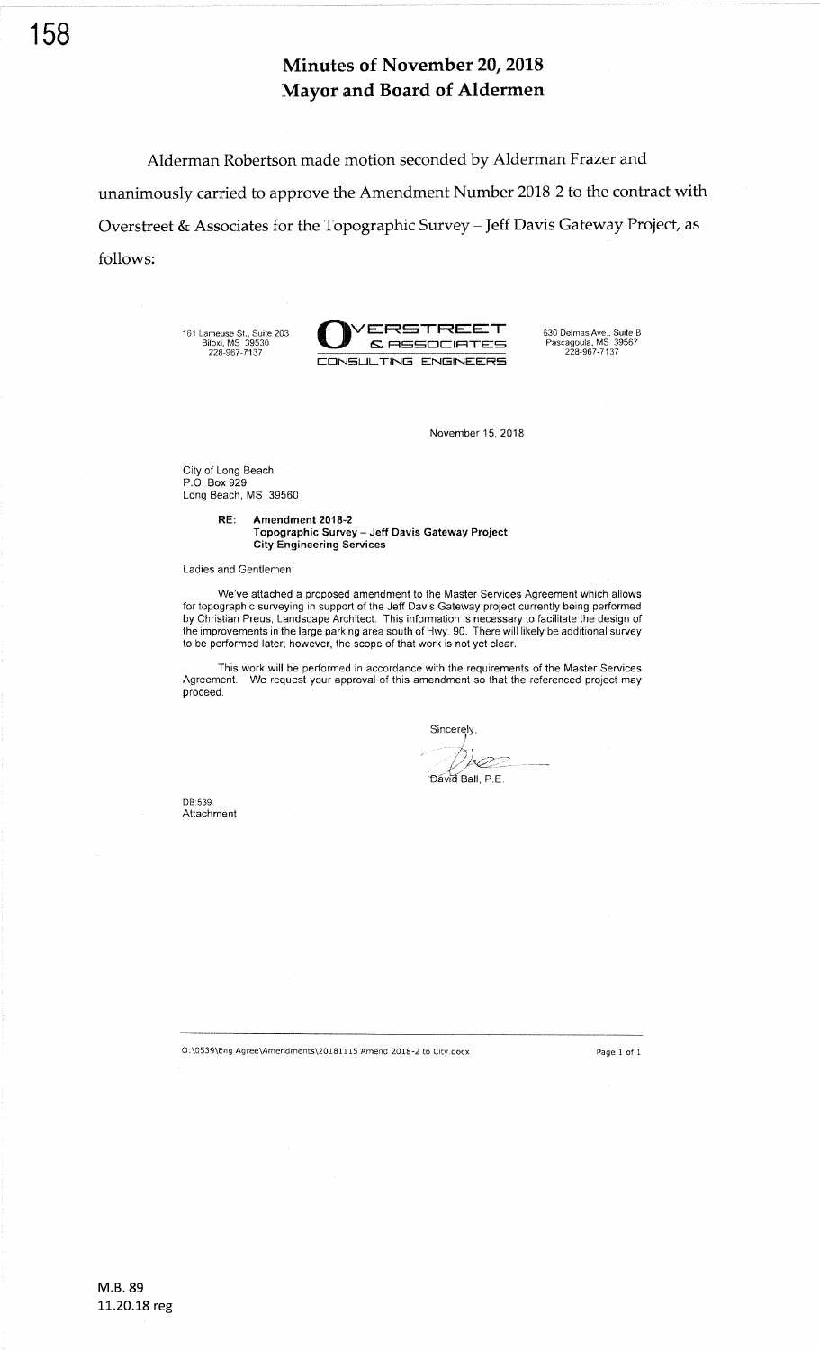# Minutes of November 20, 2018
# Mayor and Board of Aldermen

Alderman Robertson made motion seconded by Alderman Frazer and unanimously carried to approve the Amendment Number 2018-2 to the contract with Overstreet & Associates for the Topographic Survey – Jeff Davis Gateway Project, as follows:

161 Lameuse St., Suite 203
Biloxi, MS 39530
228-967-7137

**OVERSTREET & ASSOCIATES**
**CONSULTING ENGINEERS**

630 Delmas Ave., Suite B
Pascagoula, MS 39567
228-967-7137

November 15, 2018

City of Long Beach
P.O. Box 929
Long Beach, MS 39560

**RE: Amendment 2018-2**
**Topographic Survey – Jeff Davis Gateway Project**
**City Engineering Services**

Ladies and Gentlemen:

We've attached a proposed amendment to the Master Services Agreement which allows for topographic surveying in support of the Jeff Davis Gateway project currently being performed by Christian Preus, Landscape Architect. This information is necessary to facilitate the design of the improvements in the large parking area south of Hwy. 90. There will likely be additional survey to be performed later; however, the scope of that work is not yet clear.

This work will be performed in accordance with the requirements of the Master Services Agreement. We request your approval of this amendment so that the referenced project may proceed.

Sincerely,

David Ball, P.E.

DB:539
Attachment

O:\0539\Eng Agree\Amendments\20181115 Amend 2018-2 to City.docx

M.B. 89
11.20.18 reg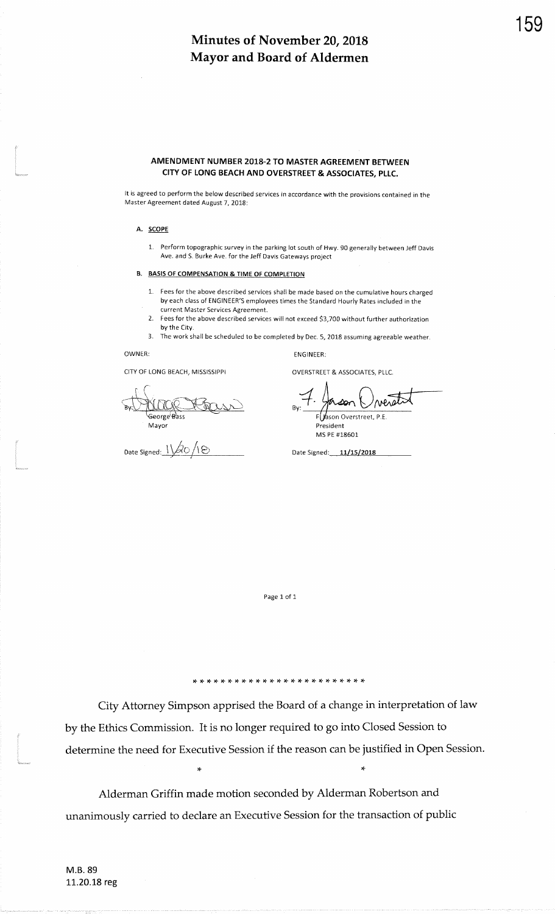# Minutes of November 20, 2018
# Mayor and Board of Aldermen

**AMENDMENT NUMBER 2018-2 TO MASTER AGREEMENT BETWEEN CITY OF LONG BEACH AND OVERSTREET & ASSOCIATES, PLLC.**

It is agreed to perform the below described services in accordance with the provisions contained in the Master Agreement dated August 7, 2018:

**A. SCOPE**

1. Perform topographic survey in the parking lot south of Hwy. 90 generally between Jeff Davis Ave. and S. Burke Ave. for the Jeff Davis Gateways project

**B. BASIS OF COMPENSATION & TIME OF COMPLETION**

1. Fees for the above described services shall be made based on the cumulative hours charged by each class of ENGINEER'S employees times the Standard Hourly Rates included in the current Master Services Agreement.
2. Fees for the above described services will not exceed $3,700 without further authorization by the City.
3. The work shall be scheduled to be completed by Dec. 5, 2018 assuming agreeable weather.

OWNER:

CITY OF LONG BEACH, MISSISSIPPI

By: George Bass
Mayor

Date Signed: 11/20/18

ENGINEER:

OVERSTREET & ASSOCIATES, PLLC.

By: F. Jason Overstreet, P.E.
President
MS PE #18601

Date Signed: 11/15/2018

Page 1 of 1

\* \* \* \* \* \* \* \* \* \* \* \* \* \* \* \* \* \* \* \* \* \* \* \*

City Attorney Simpson apprised the Board of a change in interpretation of law by the Ethics Commission. It is no longer required to go into Closed Session to determine the need for Executive Session if the reason can be justified in Open Session.

\* \*

Alderman Griffin made motion seconded by Alderman Robertson and unanimously carried to declare an Executive Session for the transaction of public

M.B. 89
11.20.18 reg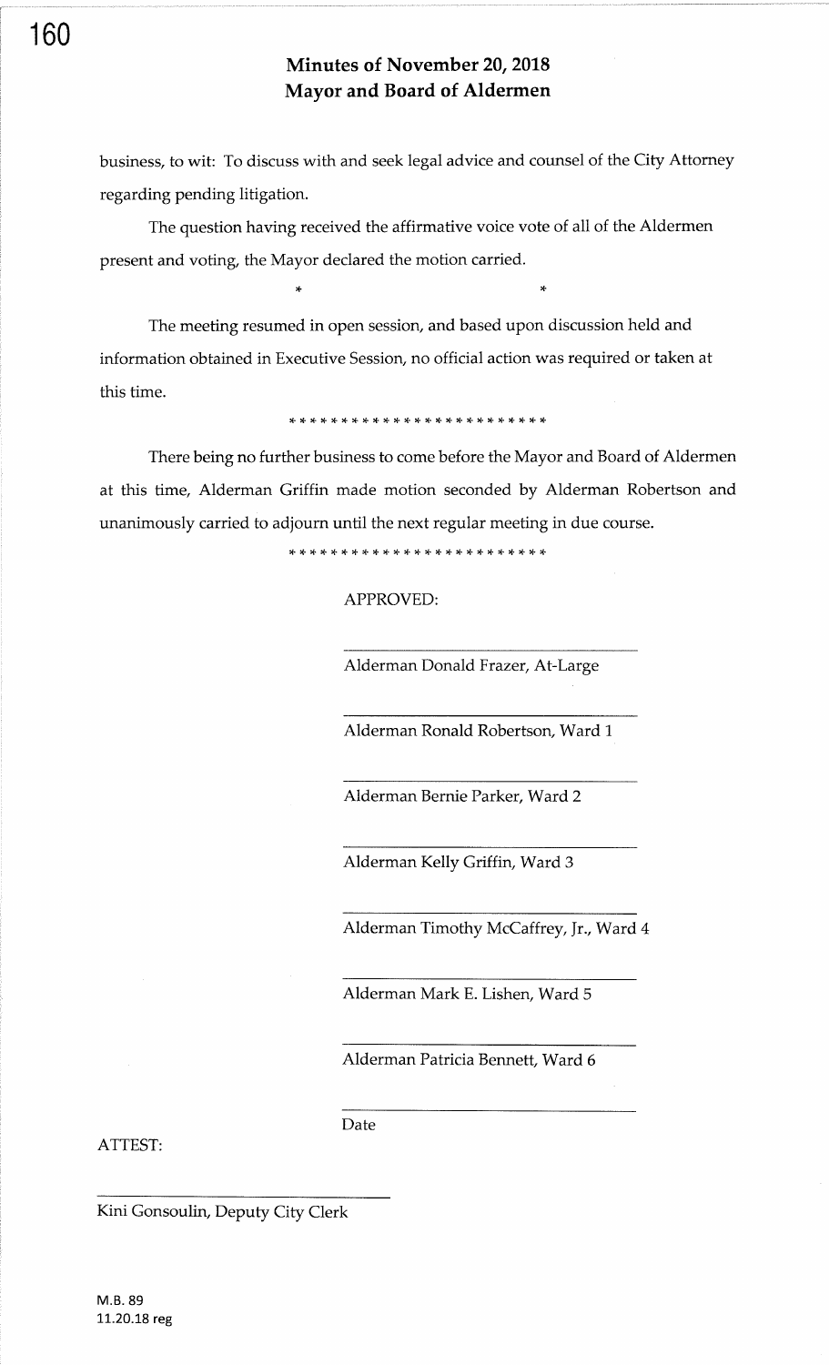# Minutes of November 20, 2018
# Mayor and Board of Aldermen

business, to wit: To discuss with and seek legal advice and counsel of the City Attorney regarding pending litigation.

The question having received the affirmative voice vote of all of the Aldermen present and voting, the Mayor declared the motion carried.

\* \*

The meeting resumed in open session, and based upon discussion held and information obtained in Executive Session, no official action was required or taken at this time.

\* \* \* \* \* \* \* \* \* \* \* \* \* \* \* \* \* \* \* \* \* \* \* \* \*

There being no further business to come before the Mayor and Board of Aldermen at this time, Alderman Griffin made motion seconded by Alderman Robertson and unanimously carried to adjourn until the next regular meeting in due course.

\* \* \* \* \* \* \* \* \* \* \* \* \* \* \* \* \* \* \* \* \* \* \* \* \*

APPROVED:

\_\_\_\_\_\_\_\_\_\_\_\_\_\_\_\_\_\_\_\_\_\_\_\_\_\_\_\_\_\_\_\_\_\_\_

Alderman Donald Frazer, At-Large

\_\_\_\_\_\_\_\_\_\_\_\_\_\_\_\_\_\_\_\_\_\_\_\_\_\_\_\_\_\_\_\_\_\_\_

Alderman Ronald Robertson, Ward 1

\_\_\_\_\_\_\_\_\_\_\_\_\_\_\_\_\_\_\_\_\_\_\_\_\_\_\_\_\_\_\_\_\_\_\_

Alderman Bernie Parker, Ward 2

\_\_\_\_\_\_\_\_\_\_\_\_\_\_\_\_\_\_\_\_\_\_\_\_\_\_\_\_\_\_\_\_\_\_\_

Alderman Kelly Griffin, Ward 3

\_\_\_\_\_\_\_\_\_\_\_\_\_\_\_\_\_\_\_\_\_\_\_\_\_\_\_\_\_\_\_\_\_\_\_

Alderman Timothy McCaffrey, Jr., Ward 4

\_\_\_\_\_\_\_\_\_\_\_\_\_\_\_\_\_\_\_\_\_\_\_\_\_\_\_\_\_\_\_\_\_\_\_

Alderman Mark E. Lishen, Ward 5

\_\_\_\_\_\_\_\_\_\_\_\_\_\_\_\_\_\_\_\_\_\_\_\_\_\_\_\_\_\_\_\_\_\_\_

Alderman Patricia Bennett, Ward 6

\_\_\_\_\_\_\_\_\_\_\_\_\_\_\_\_\_\_\_\_\_\_\_\_\_\_\_\_\_\_\_\_\_\_\_

Date

ATTEST:

\_\_\_\_\_\_\_\_\_\_\_\_\_\_\_\_\_\_\_\_\_\_\_\_\_\_\_\_\_\_\_\_\_\_\_

Kini Gonsoulin, Deputy City Clerk

M.B. 89
11.20.18 reg